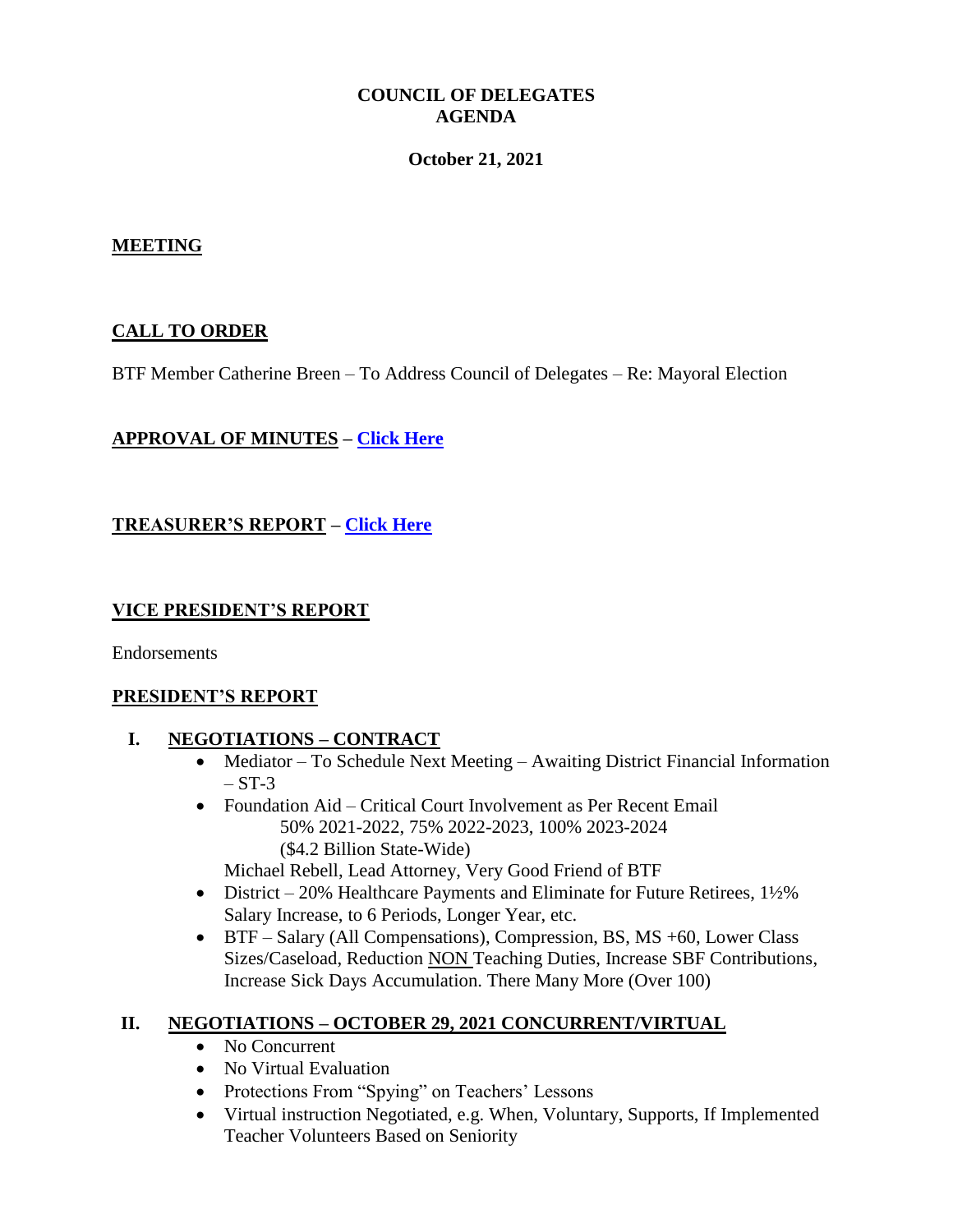**COUNCIL OF DELEGATES**
**AGENDA**

**October 21, 2021**

## MEETING

## CALL TO ORDER

BTF Member Catherine Breen – To Address Council of Delegates – Re: Mayoral Election

## APPROVAL OF MINUTES – Click Here

## TREASURER'S REPORT – Click Here

## VICE PRESIDENT'S REPORT

Endorsements

## PRESIDENT'S REPORT

### I. NEGOTIATIONS – CONTRACT

- Mediator – To Schedule Next Meeting – Awaiting District Financial Information – ST-3
- Foundation Aid – Critical Court Involvement as Per Recent Email
  50% 2021-2022, 75% 2022-2023, 100% 2023-2024
  ($4.2 Billion State-Wide)
  Michael Rebell, Lead Attorney, Very Good Friend of BTF
- District – 20% Healthcare Payments and Eliminate for Future Retirees, 1½% Salary Increase, to 6 Periods, Longer Year, etc.
- BTF – Salary (All Compensations), Compression, BS, MS +60, Lower Class Sizes/Caseload, Reduction NON Teaching Duties, Increase SBF Contributions, Increase Sick Days Accumulation. There Many More (Over 100)

### II. NEGOTIATIONS – OCTOBER 29, 2021 CONCURRENT/VIRTUAL

- No Concurrent
- No Virtual Evaluation
- Protections From "Spying" on Teachers' Lessons
- Virtual instruction Negotiated, e.g. When, Voluntary, Supports, If Implemented Teacher Volunteers Based on Seniority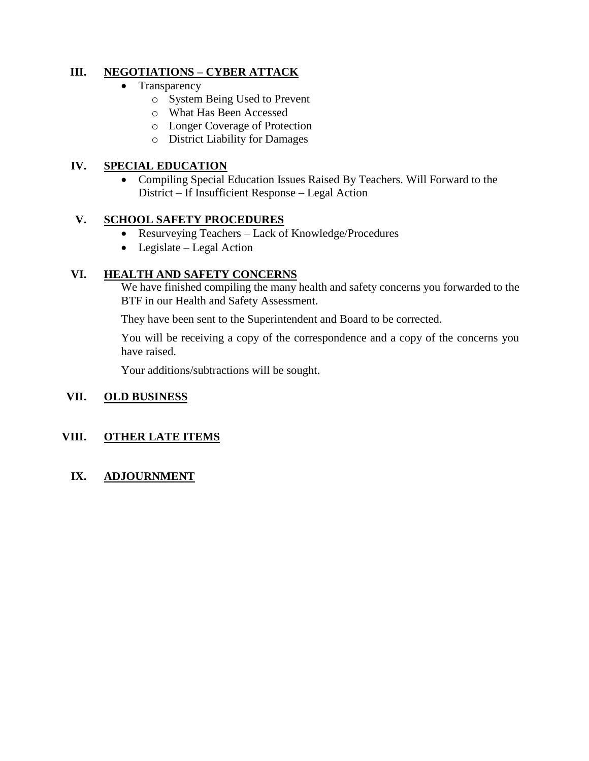## III. NEGOTIATIONS – CYBER ATTACK

- Transparency
  - System Being Used to Prevent
  - What Has Been Accessed
  - Longer Coverage of Protection
  - District Liability for Damages

## IV. SPECIAL EDUCATION

- Compiling Special Education Issues Raised By Teachers. Will Forward to the District – If Insufficient Response – Legal Action

## V. SCHOOL SAFETY PROCEDURES

- Resurveying Teachers – Lack of Knowledge/Procedures
- Legislate – Legal Action

## VI. HEALTH AND SAFETY CONCERNS

We have finished compiling the many health and safety concerns you forwarded to the BTF in our Health and Safety Assessment.

They have been sent to the Superintendent and Board to be corrected.

You will be receiving a copy of the correspondence and a copy of the concerns you have raised.

Your additions/subtractions will be sought.

## VII. OLD BUSINESS

## VIII. OTHER LATE ITEMS

## IX. ADJOURNMENT